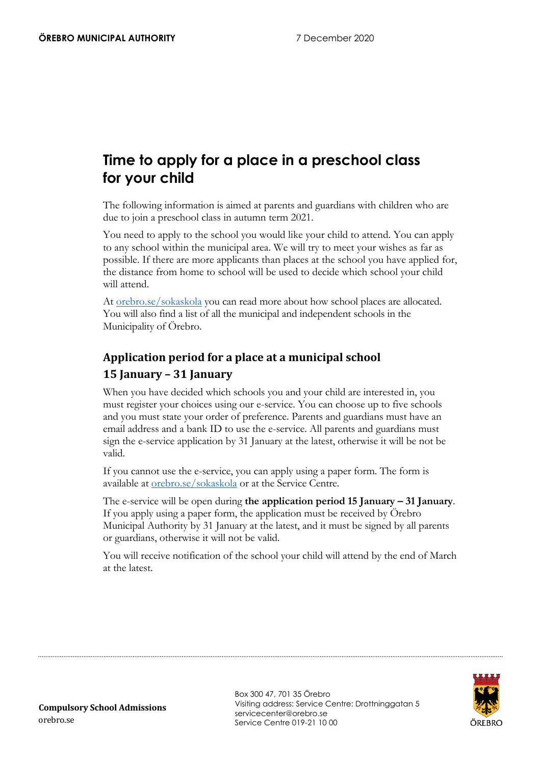**ÖREBRO MUNICIPAL AUTHORITY** 7 December 2020

# Time to apply for a place in a preschool class for your child

The following information is aimed at parents and guardians with children who are due to join a preschool class in autumn term 2021.

You need to apply to the school you would like your child to attend. You can apply to any school within the municipal area. We will try to meet your wishes as far as possible. If there are more applicants than places at the school you have applied for, the distance from home to school will be used to decide which school your child will attend.

At orebro.se/sokaskola you can read more about how school places are allocated. You will also find a list of all the municipal and independent schools in the Municipality of Örebro.

## Application period for a place at a municipal school 15 January – 31 January

When you have decided which schools you and your child are interested in, you must register your choices using our e-service. You can choose up to five schools and you must state your order of preference. Parents and guardians must have an email address and a bank ID to use the e-service. All parents and guardians must sign the e-service application by 31 January at the latest, otherwise it will be not be valid.

If you cannot use the e-service, you can apply using a paper form. The form is available at orebro.se/sokaskola or at the Service Centre.

The e-service will be open during **the application period 15 January – 31 January**. If you apply using a paper form, the application must be received by Örebro Municipal Authority by 31 January at the latest, and it must be signed by all parents or guardians, otherwise it will not be valid.

You will receive notification of the school your child will attend by the end of March at the latest.

**Compulsory School Admissions**
orebro.se

Box 300 47, 701 35 Örebro
Visiting address: Service Centre: Drottninggatan 5
servicecenter@orebro.se
Service Centre 019-21 10 00

ÖREBRO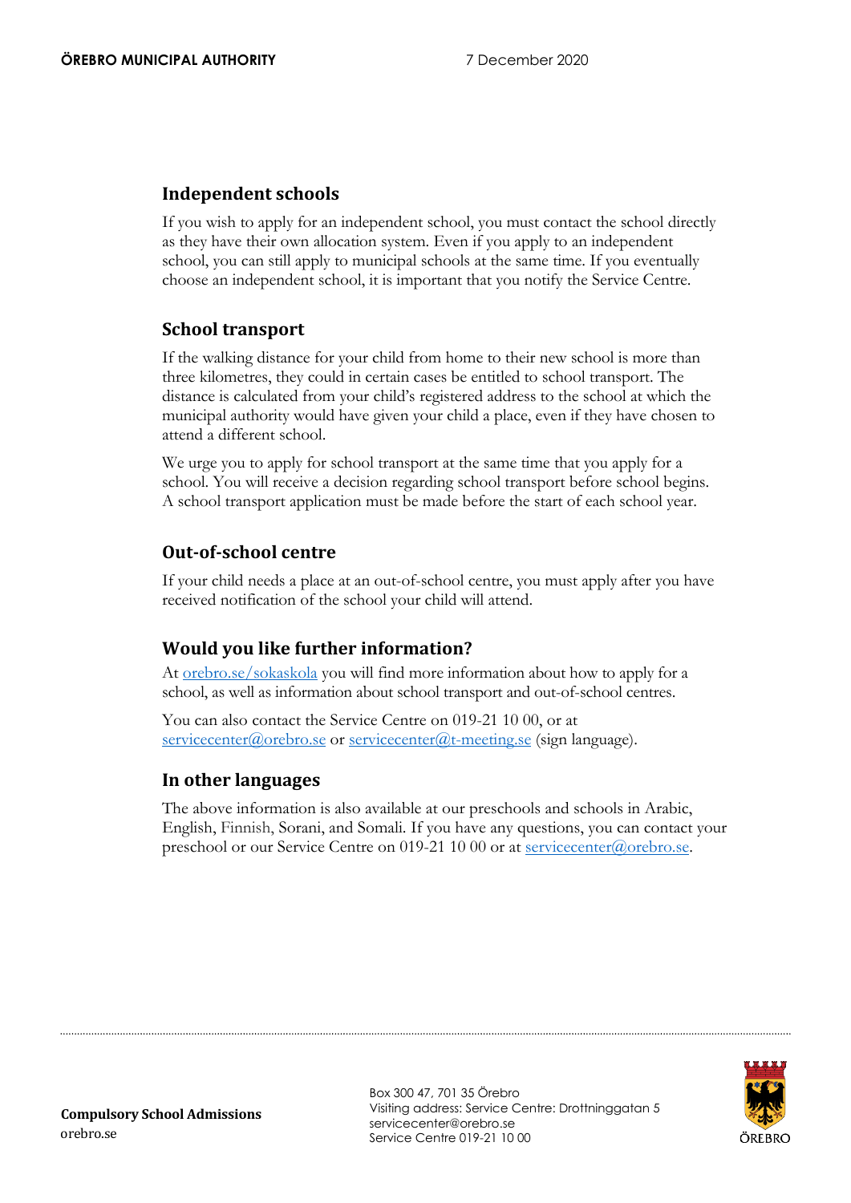## Independent schools

If you wish to apply for an independent school, you must contact the school directly as they have their own allocation system. Even if you apply to an independent school, you can still apply to municipal schools at the same time. If you eventually choose an independent school, it is important that you notify the Service Centre.

## School transport

If the walking distance for your child from home to their new school is more than three kilometres, they could in certain cases be entitled to school transport. The distance is calculated from your child's registered address to the school at which the municipal authority would have given your child a place, even if they have chosen to attend a different school.

We urge you to apply for school transport at the same time that you apply for a school. You will receive a decision regarding school transport before school begins. A school transport application must be made before the start of each school year.

## Out-of-school centre

If your child needs a place at an out-of-school centre, you must apply after you have received notification of the school your child will attend.

## Would you like further information?

At [orebro.se/sokaskola](orebro.se/sokaskola) you will find more information about how to apply for a school, as well as information about school transport and out-of-school centres.

You can also contact the Service Centre on 019-21 10 00, or at [servicecenter@orebro.se](mailto:servicecenter@orebro.se) or [servicecenter@t-meeting.se](mailto:servicecenter@t-meeting.se) (sign language).

## In other languages

The above information is also available at our preschools and schools in Arabic, English, Finnish, Sorani, and Somali. If you have any questions, you can contact your preschool or our Service Centre on 019-21 10 00 or at [servicecenter@orebro.se](mailto:servicecenter@orebro.se).

**Compulsory School Admissions**
orebro.se

Box 300 47, 701 35 Örebro
Visiting address: Service Centre: Drottninggatan 5
servicecenter@orebro.se
Service Centre 019-21 10 00

ÖREBRO